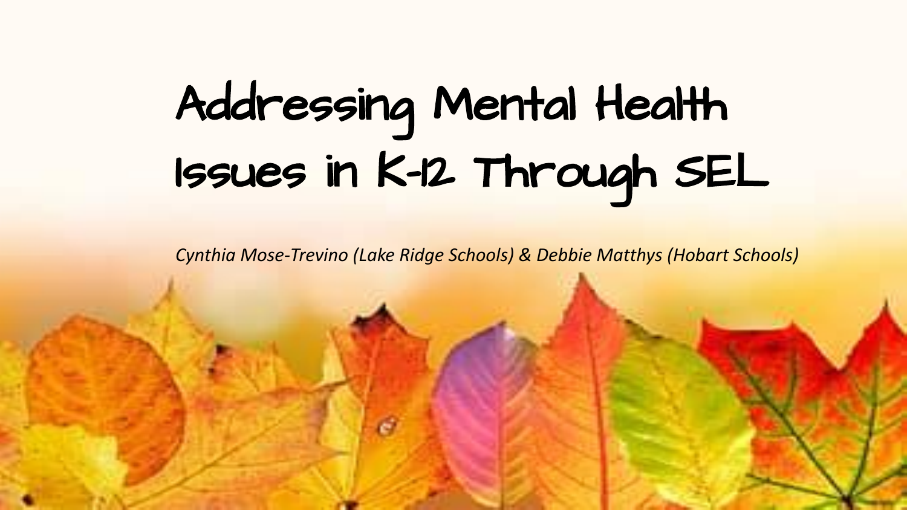# Addressing Mental Health Issues in K-12 Through SEL

*Cynthia Mose-Trevino (Lake Ridge Schools) & Debbie Matthys (Hobart Schools)*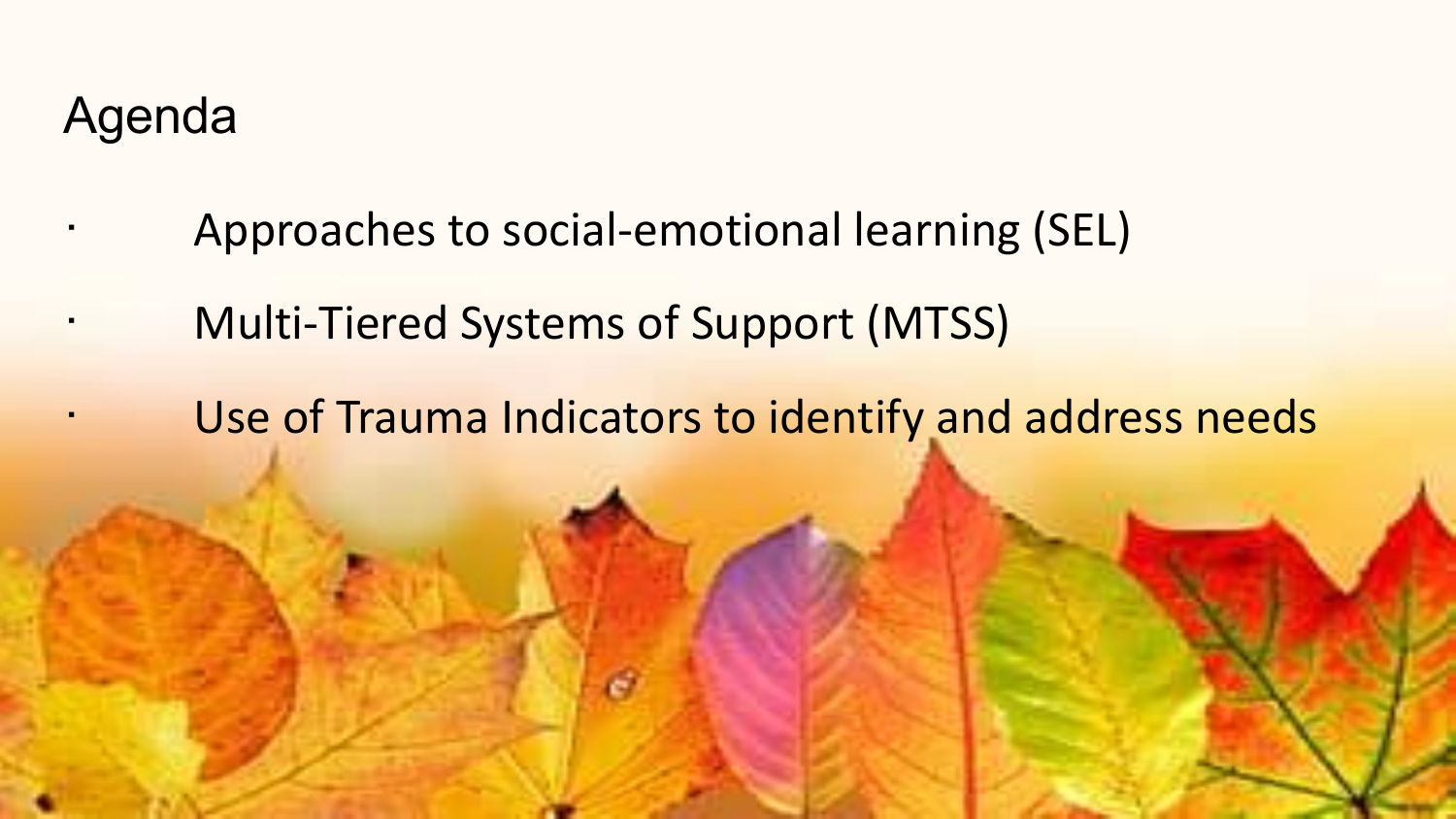# Agenda

- Approaches to social-emotional learning (SEL)
- Multi-Tiered Systems of Support (MTSS)
- Use of Trauma Indicators to identify and address needs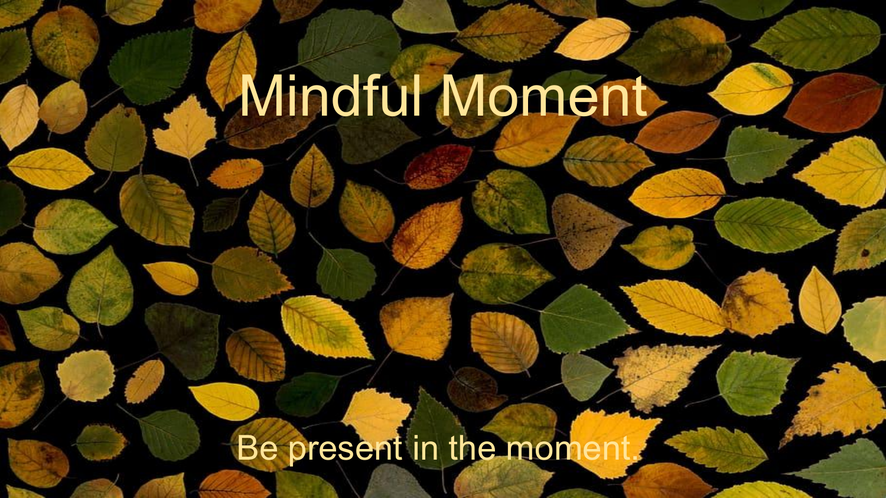# Mindful Moment

Be present in the moment.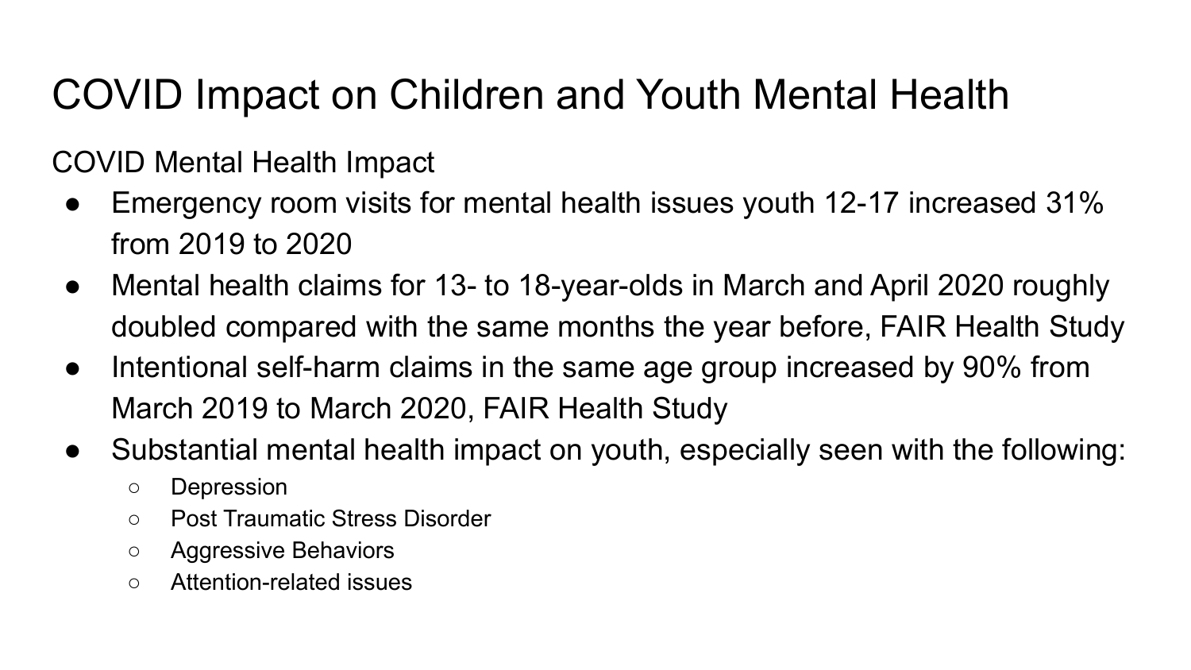# COVID Impact on Children and Youth Mental Health

COVID Mental Health Impact

- Emergency room visits for mental health issues youth 12-17 increased 31% from 2019 to 2020
- Mental health claims for 13- to 18-year-olds in March and April 2020 roughly doubled compared with the same months the year before, FAIR Health Study
- Intentional self-harm claims in the same age group increased by 90% from March 2019 to March 2020, FAIR Health Study
- Substantial mental health impact on youth, especially seen with the following:
  - Depression
  - Post Traumatic Stress Disorder
  - Aggressive Behaviors
  - Attention-related issues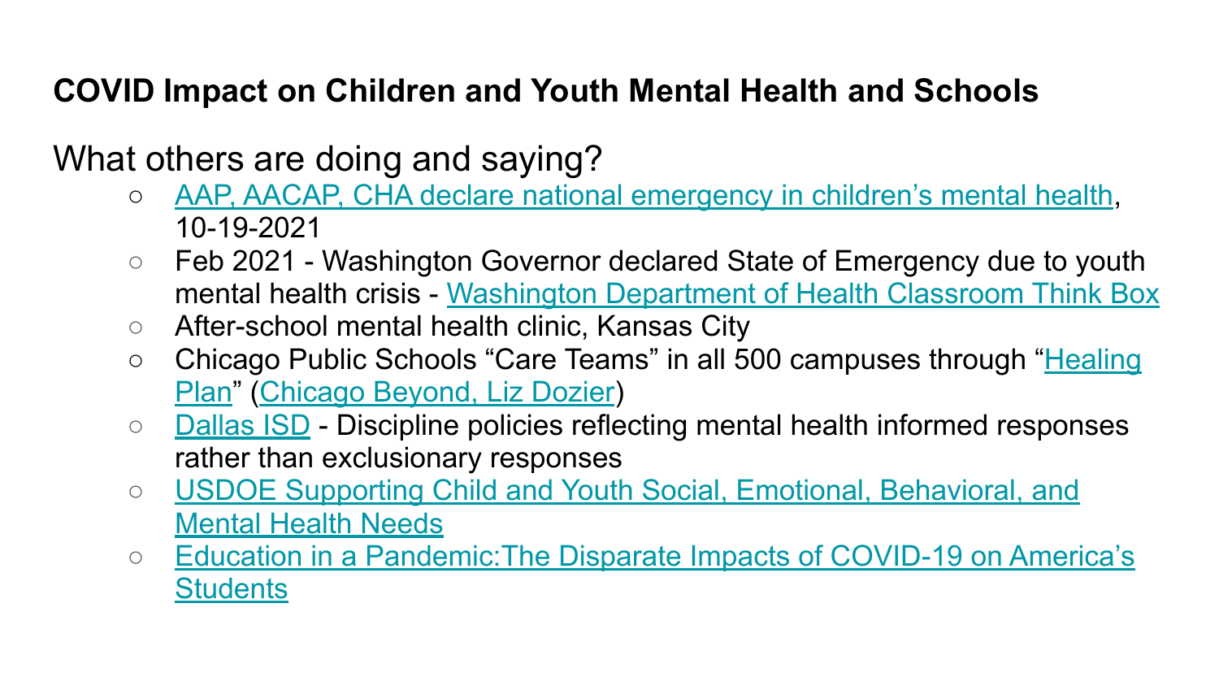## COVID Impact on Children and Youth Mental Health and Schools

What others are doing and saying?

- AAP, AACAP, CHA declare national emergency in children's mental health, 10-19-2021
- Feb 2021 - Washington Governor declared State of Emergency due to youth mental health crisis - Washington Department of Health Classroom Think Box
- After-school mental health clinic, Kansas City
- Chicago Public Schools "Care Teams" in all 500 campuses through "Healing Plan" (Chicago Beyond, Liz Dozier)
- Dallas ISD - Discipline policies reflecting mental health informed responses rather than exclusionary responses
- USDOE Supporting Child and Youth Social, Emotional, Behavioral, and Mental Health Needs
- Education in a Pandemic:The Disparate Impacts of COVID-19 on America's Students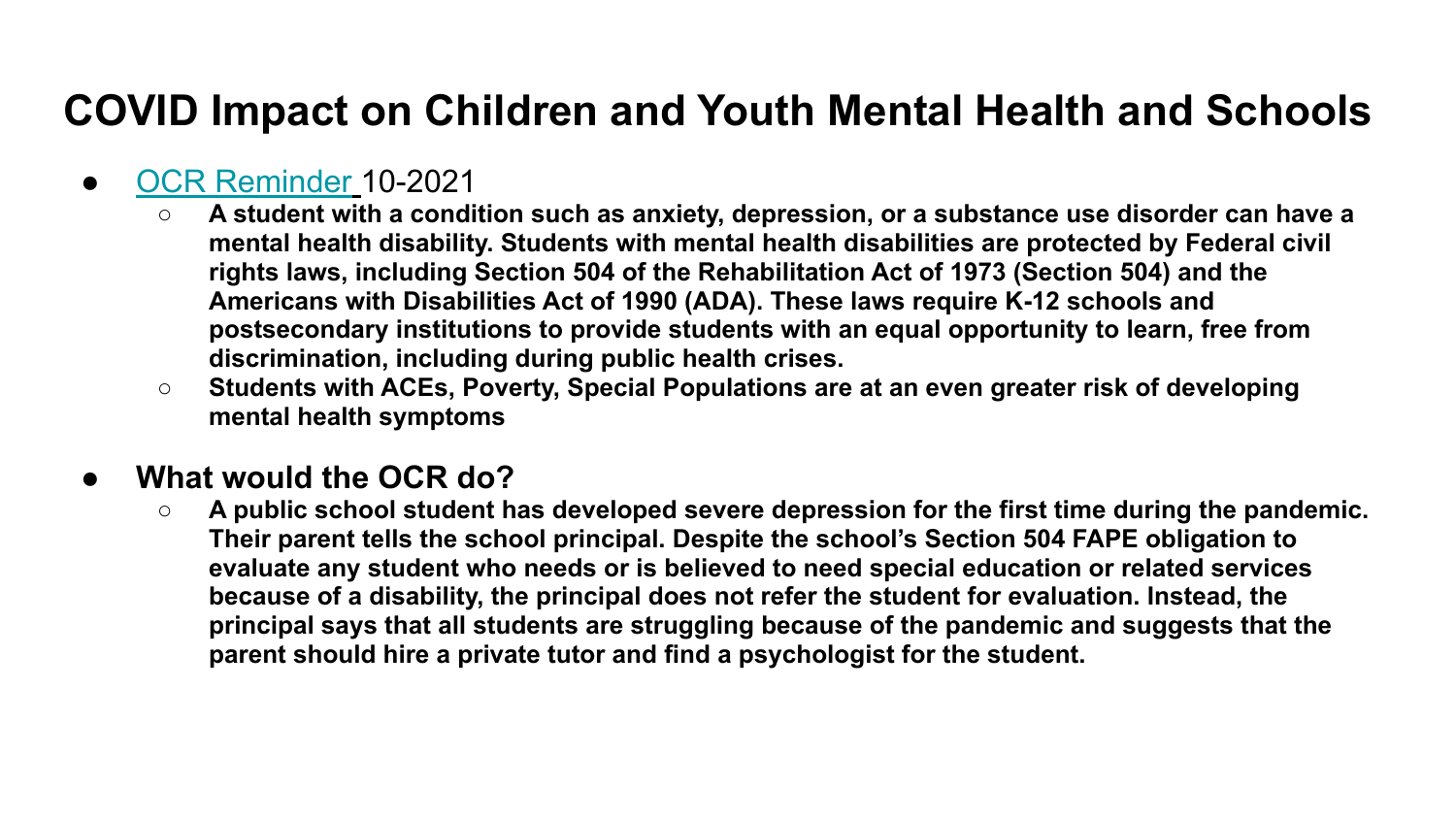# COVID Impact on Children and Youth Mental Health and Schools

- [OCR Reminder] 10-2021
  - **A student with a condition such as anxiety, depression, or a substance use disorder can have a mental health disability. Students with mental health disabilities are protected by Federal civil rights laws, including Section 504 of the Rehabilitation Act of 1973 (Section 504) and the Americans with Disabilities Act of 1990 (ADA). These laws require K-12 schools and postsecondary institutions to provide students with an equal opportunity to learn, free from discrimination, including during public health crises.**
  - **Students with ACEs, Poverty, Special Populations are at an even greater risk of developing mental health symptoms**

- **What would the OCR do?**
  - **A public school student has developed severe depression for the first time during the pandemic. Their parent tells the school principal. Despite the school's Section 504 FAPE obligation to evaluate any student who needs or is believed to need special education or related services because of a disability, the principal does not refer the student for evaluation. Instead, the principal says that all students are struggling because of the pandemic and suggests that the parent should hire a private tutor and find a psychologist for the student.**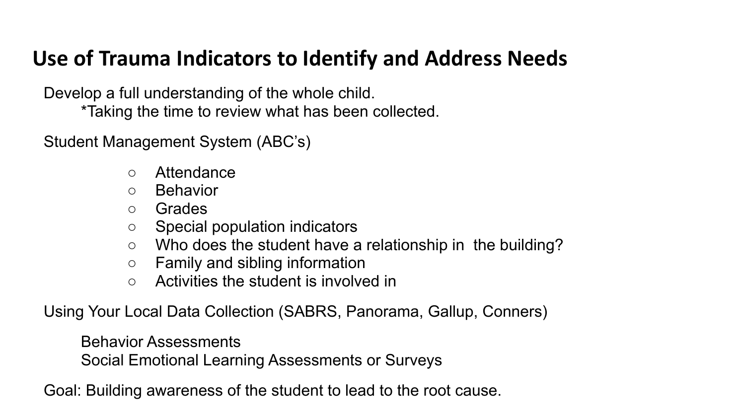# Use of Trauma Indicators to Identify and Address Needs

Develop a full understanding of the whole child.

*Taking the time to review what has been collected.

Student Management System (ABC's)

- Attendance
- Behavior
- Grades
- Special population indicators
- Who does the student have a relationship in  the building?
- Family and sibling information
- Activities the student is involved in

Using Your Local Data Collection (SABRS, Panorama, Gallup, Conners)

Behavior Assessments
Social Emotional Learning Assessments or Surveys

Goal: Building awareness of the student to lead to the root cause.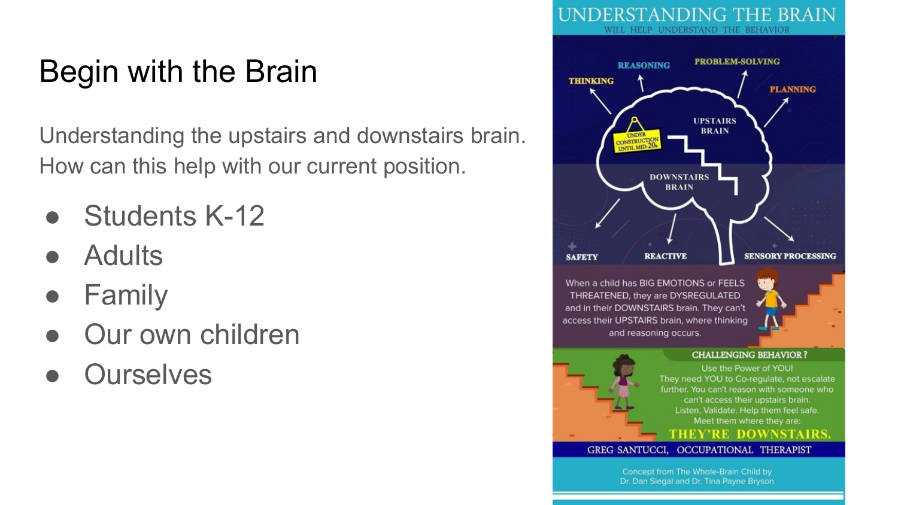# Begin with the Brain

Understanding the upstairs and downstairs brain. How can this help with our current position.

- Students K-12
- Adults
- Family
- Our own children
- Ourselves

## UNDERSTANDING THE BRAIN

WILL HELP UNDERSTAND THE BEHAVIOR

THINKING

REASONING

PROBLEM-SOLVING

PLANNING

UNDER CONSTRUCTION UNTIL MID-20s

UPSTAIRS BRAIN

DOWNSTAIRS BRAIN

SAFETY

REACTIVE

SENSORY PROCESSING

When a child has BIG EMOTIONS or FEELS THREATENED, they are DYSREGULATED and in their DOWNSTAIRS brain. They can't access their UPSTAIRS brain, where thinking and reasoning occurs.

**CHALLENGING BEHAVIOR?**

Use the Power of YOU!
They need YOU to Co-regulate, not escalate further. You can't reason with someone who can't access their upstairs brain.
Listen. Validate. Help them feel safe.
Meet them where they are:

**THEY'RE DOWNSTAIRS.**

GREG SANTUCCI, OCCUPATIONAL THERAPIST

Concept from The Whole-Brain Child by Dr. Dan Siegal and Dr. Tina Payne Bryson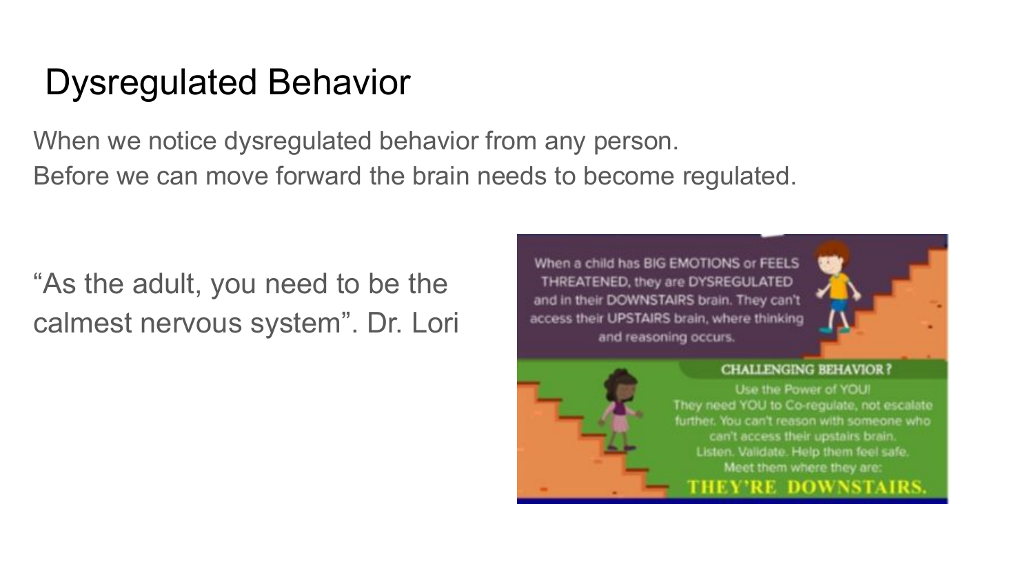# Dysregulated Behavior

When we notice dysregulated behavior from any person.
Before we can move forward the brain needs to become regulated.

"As the adult, you need to be the calmest nervous system". Dr. Lori

When a child has BIG EMOTIONS or FEELS THREATENED, they are DYSREGULATED and in their DOWNSTAIRS brain. They can't access their UPSTAIRS brain, where thinking and reasoning occurs.

**CHALLENGING BEHAVIOR?**

Use the Power of YOU!
They need YOU to Co-regulate, not escalate further. You can't reason with someone who can't access their upstairs brain.
Listen. Validate. Help them feel safe.
Meet them where they are:

**THEY'RE DOWNSTAIRS.**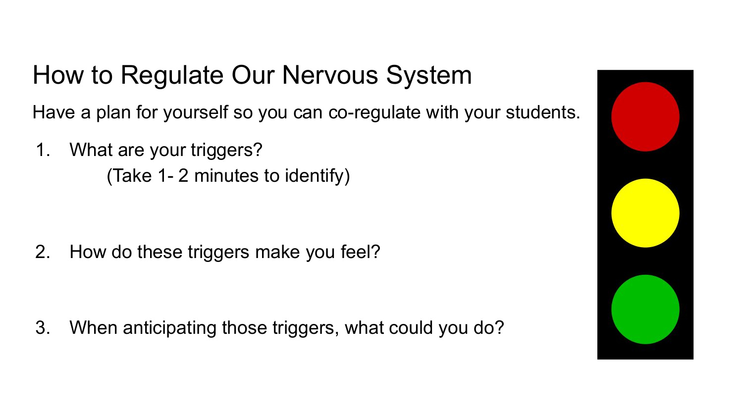# How to Regulate Our Nervous System

Have a plan for yourself so you can co-regulate with your students.

1. What are your triggers?
   (Take 1- 2 minutes to identify)

2. How do these triggers make you feel?

3. When anticipating those triggers, what could you do?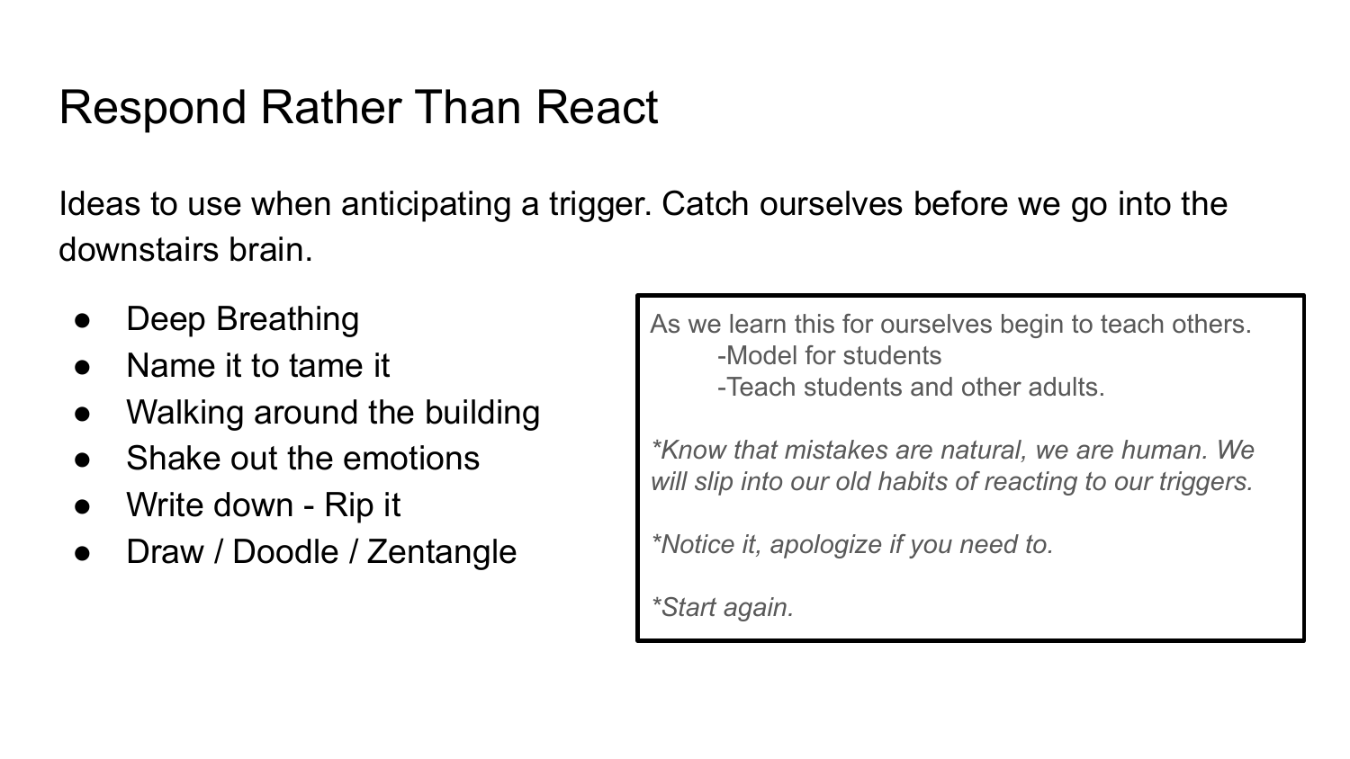# Respond Rather Than React

Ideas to use when anticipating a trigger. Catch ourselves before we go into the downstairs brain.

- Deep Breathing
- Name it to tame it
- Walking around the building
- Shake out the emotions
- Write down - Rip it
- Draw / Doodle / Zentangle

As we learn this for ourselves begin to teach others.

-Model for students

-Teach students and other adults.

*\*Know that mistakes are natural, we are human. We will slip into our old habits of reacting to our triggers.*

*\*Notice it, apologize if you need to.*

*\*Start again.*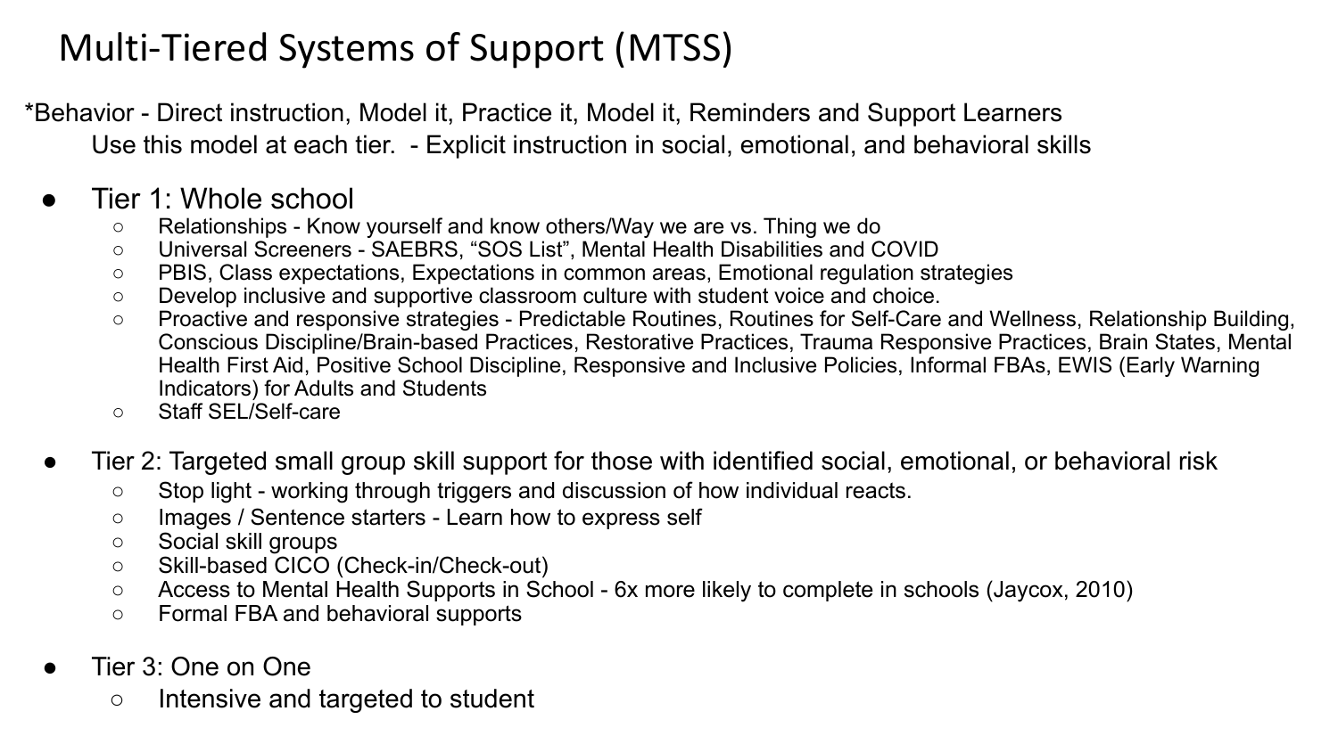# Multi-Tiered Systems of Support (MTSS)

*Behavior - Direct instruction, Model it, Practice it, Model it, Reminders and Support Learners

Use this model at each tier.  - Explicit instruction in social, emotional, and behavioral skills

- Tier 1: Whole school
  - Relationships - Know yourself and know others/Way we are vs. Thing we do
  - Universal Screeners - SAEBRS, "SOS List", Mental Health Disabilities and COVID
  - PBIS, Class expectations, Expectations in common areas, Emotional regulation strategies
  - Develop inclusive and supportive classroom culture with student voice and choice.
  - Proactive and responsive strategies - Predictable Routines, Routines for Self-Care and Wellness, Relationship Building, Conscious Discipline/Brain-based Practices, Restorative Practices, Trauma Responsive Practices, Brain States, Mental Health First Aid, Positive School Discipline, Responsive and Inclusive Policies, Informal FBAs, EWIS (Early Warning Indicators) for Adults and Students
  - Staff SEL/Self-care
- Tier 2: Targeted small group skill support for those with identified social, emotional, or behavioral risk
  - Stop light - working through triggers and discussion of how individual reacts.
  - Images / Sentence starters - Learn how to express self
  - Social skill groups
  - Skill-based CICO (Check-in/Check-out)
  - Access to Mental Health Supports in School - 6x more likely to complete in schools (Jaycox, 2010)
  - Formal FBA and behavioral supports
- Tier 3: One on One
  - Intensive and targeted to student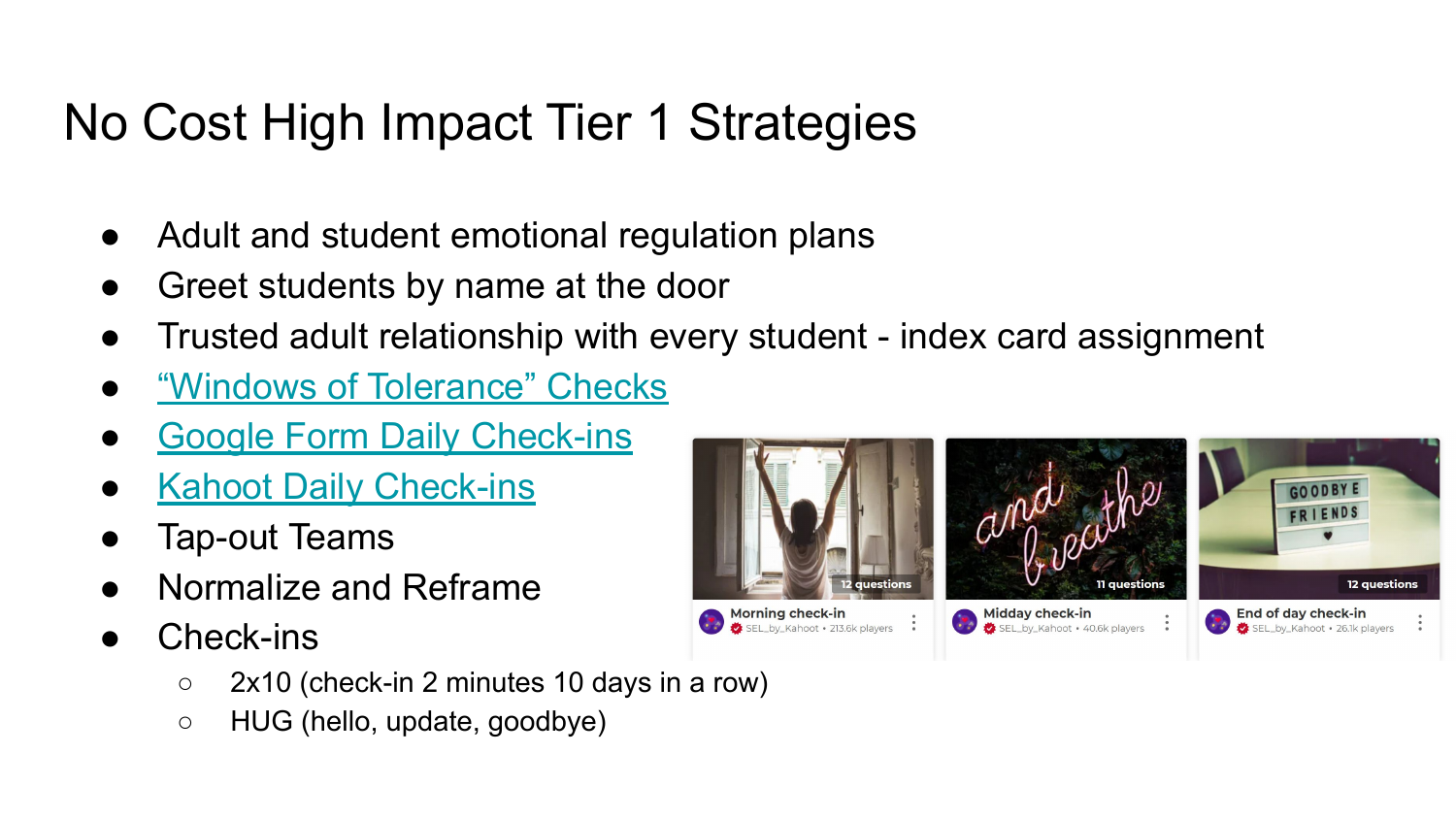# No Cost High Impact Tier 1 Strategies

- Adult and student emotional regulation plans
- Greet students by name at the door
- Trusted adult relationship with every student - index card assignment
- “Windows of Tolerance” Checks
- Google Form Daily Check-ins
- Kahoot Daily Check-ins
- Tap-out Teams
- Normalize and Reframe
- Check-ins
  - 2x10 (check-in 2 minutes 10 days in a row)
  - HUG (hello, update, goodbye)

12 questions
Morning check-in
SEL_by_Kahoot • 213.6k players

11 questions
Midday check-in
SEL_by_Kahoot • 40.6k players

12 questions
End of day check-in
SEL_by_Kahoot • 26.1k players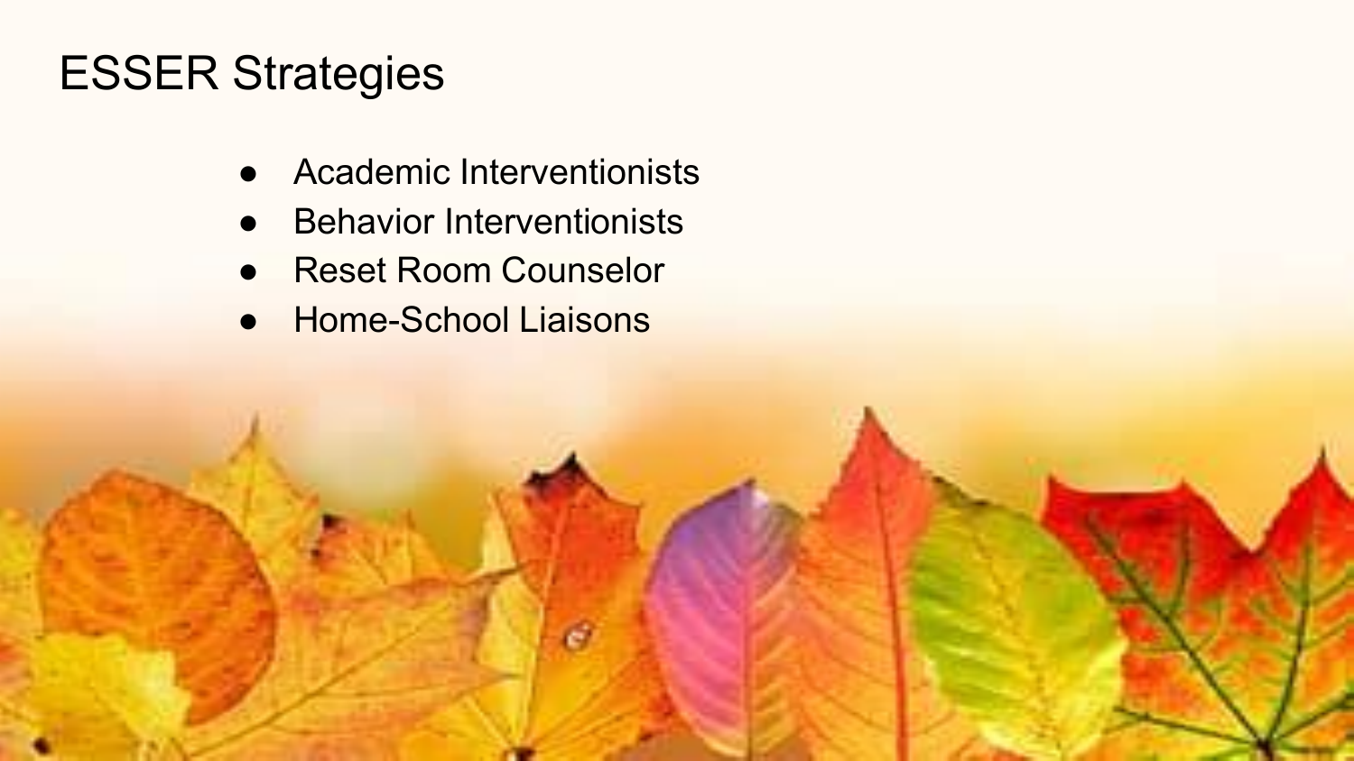# ESSER Strategies

- Academic Interventionists
- Behavior Interventionists
- Reset Room Counselor
- Home-School Liaisons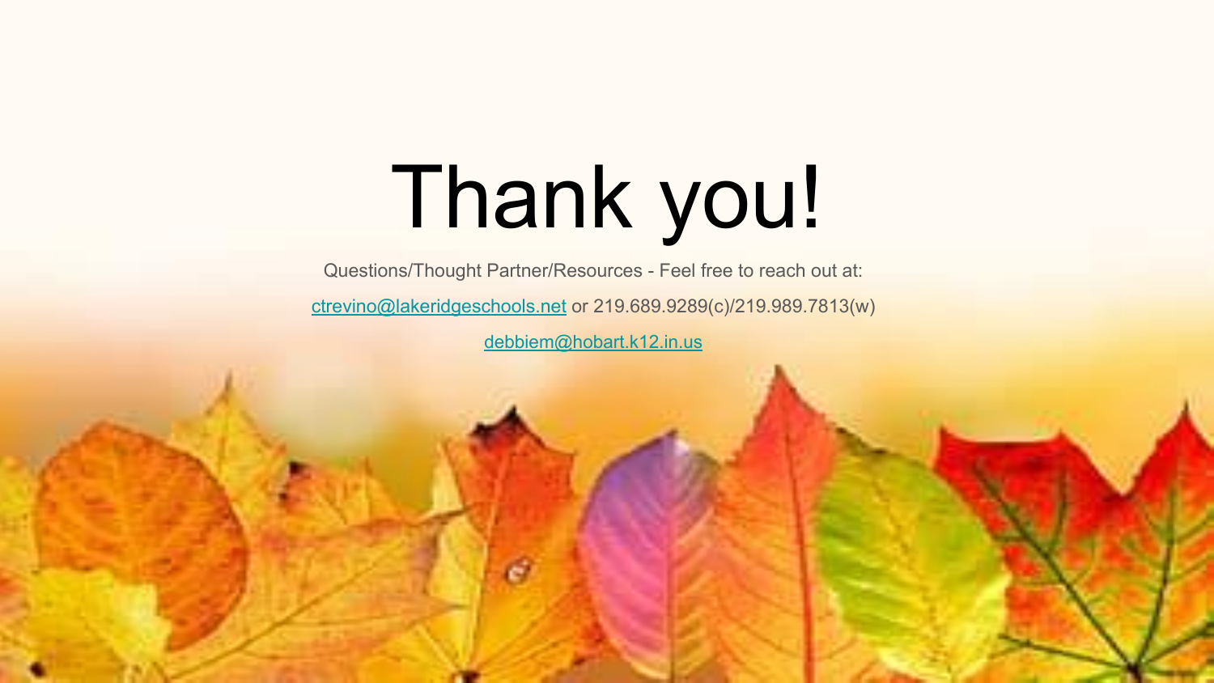# Thank you!

Questions/Thought Partner/Resources - Feel free to reach out at:

ctrevino@lakeridgeschools.net or 219.689.9289(c)/219.989.7813(w)

debbiem@hobart.k12.in.us